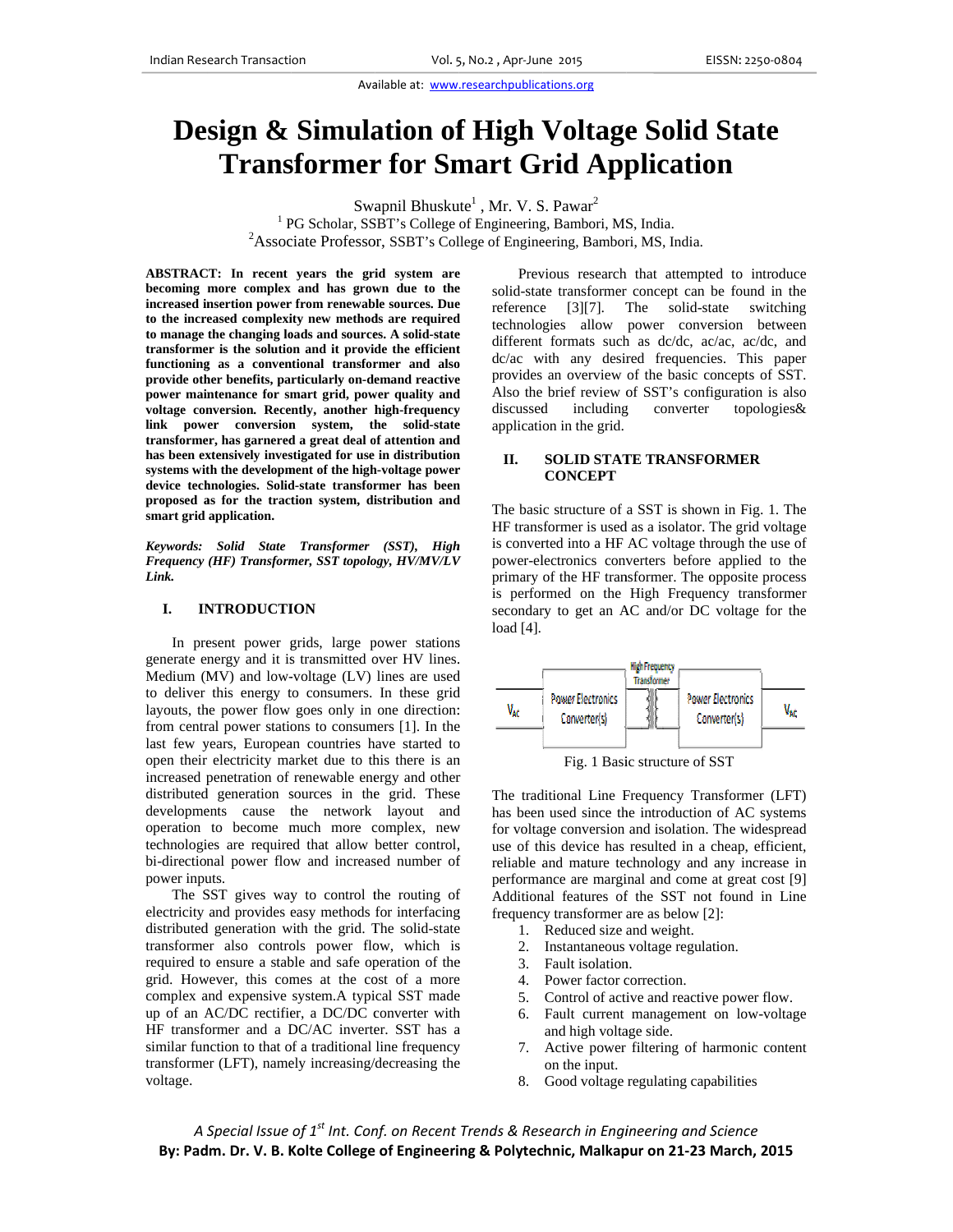# Design & Simulation of High Voltage Solid State Transformer for Smart Grid Application

Swapnil Bhuskute[1] , Mr. V. S. Pawar[2]

[1] PG Scholar, SSBT's College of Engineering, Bambori, MS, India.

[2]Associate Professor, SSBT's College of Engineering, Bambori, MS, India.

**ABSTRACT: In recent years the grid system are becoming more complex and has grown due to the increased insertion power from renewable sources. Due to the increased complexity new methods are required to manage the changing loads and sources. A solid-state transformer is the solution and it provide the efficient functioning as a conventional transformer and also provide other benefits, particularly on-demand reactive power maintenance for smart grid, power quality and voltage conversion. Recently, another high-frequency link power conversion system, the solid-state transformer, has garnered a great deal of attention and has been extensively investigated for use in distribution systems with the development of the high-voltage power device technologies. Solid-state transformer has been proposed as for the traction system, distribution and smart grid application.**

***Keywords: Solid State Transformer (SST), High Frequency (HF) Transformer, SST topology, HV/MV/LV Link.***

## I. INTRODUCTION

In present power grids, large power stations generate energy and it is transmitted over HV lines. Medium (MV) and low-voltage (LV) lines are used to deliver this energy to consumers. In these grid layouts, the power flow goes only in one direction: from central power stations to consumers [1]. In the last few years, European countries have started to open their electricity market due to this there is an increased penetration of renewable energy and other distributed generation sources in the grid. These developments cause the network layout and operation to become much more complex, new technologies are required that allow better control, bi-directional power flow and increased number of power inputs.

The SST gives way to control the routing of electricity and provides easy methods for interfacing distributed generation with the grid. The solid-state transformer also controls power flow, which is required to ensure a stable and safe operation of the grid. However, this comes at the cost of a more complex and expensive system.A typical SST made up of an AC/DC rectifier, a DC/DC converter with HF transformer and a DC/AC inverter. SST has a similar function to that of a traditional line frequency transformer (LFT), namely increasing/decreasing the voltage.

Previous research that attempted to introduce solid-state transformer concept can be found in the reference [3][7]. The solid-state switching technologies allow power conversion between different formats such as dc/dc, ac/ac, ac/dc, and dc/ac with any desired frequencies. This paper provides an overview of the basic concepts of SST. Also the brief review of SST's configuration is also discussed including converter topologies& application in the grid.

## II. SOLID STATE TRANSFORMER CONCEPT

The basic structure of a SST is shown in Fig. 1. The HF transformer is used as a isolator. The grid voltage is converted into a HF AC voltage through the use of power-electronics converters before applied to the primary of the HF transformer. The opposite process is performed on the High Frequency transformer secondary to get an AC and/or DC voltage for the load [4].

$V_{AC}$ — Power Electronics Converter(s) — High Frequency Transformer — Power Electronics Converter(s) — $V_{AC}$

Fig. 1 Basic structure of SST

The traditional Line Frequency Transformer (LFT) has been used since the introduction of AC systems for voltage conversion and isolation. The widespread use of this device has resulted in a cheap, efficient, reliable and mature technology and any increase in performance are marginal and come at great cost [9] Additional features of the SST not found in Line frequency transformer are as below [2]:

1. Reduced size and weight.
2. Instantaneous voltage regulation.
3. Fault isolation.
4. Power factor correction.
5. Control of active and reactive power flow.
6. Fault current management on low-voltage and high voltage side.
7. Active power filtering of harmonic content on the input.
8. Good voltage regulating capabilities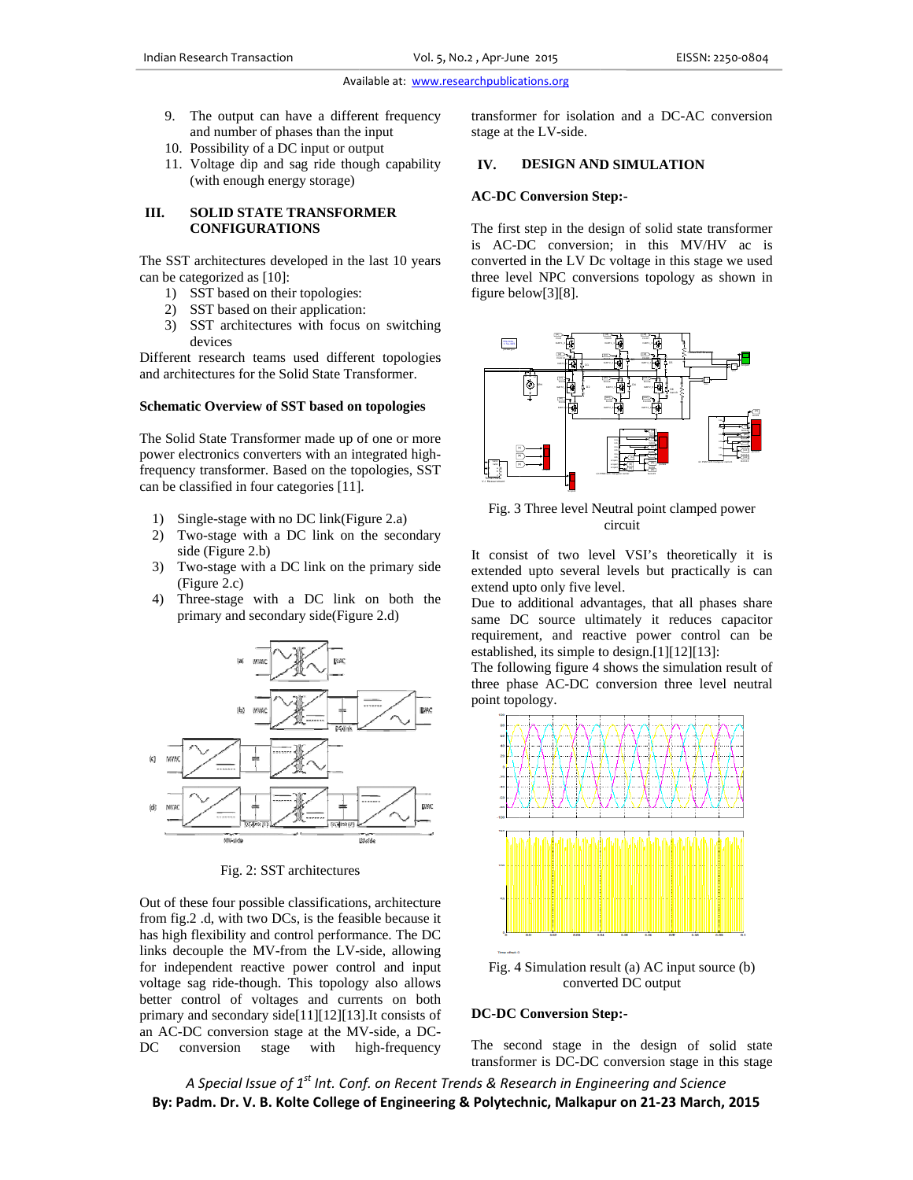9. The output can have a different frequency and number of phases than the input
10. Possibility of a DC input or output
11. Voltage dip and sag ride though capability (with enough energy storage)

## III. SOLID STATE TRANSFORMER CONFIGURATIONS

The SST architectures developed in the last 10 years can be categorized as [10]:

1) SST based on their topologies:
2) SST based on their application:
3) SST architectures with focus on switching devices

Different research teams used different topologies and architectures for the Solid State Transformer.

**Schematic Overview of SST based on topologies**

The Solid State Transformer made up of one or more power electronics converters with an integrated high-frequency transformer. Based on the topologies, SST can be classified in four categories [11].

1) Single-stage with no DC link(Figure 2.a)
2) Two-stage with a DC link on the secondary side (Figure 2.b)
3) Two-stage with a DC link on the primary side (Figure 2.c)
4) Three-stage with a DC link on both the primary and secondary side(Figure 2.d)

Fig. 2: SST architectures

Out of these four possible classifications, architecture from fig.2 .d, with two DCs, is the feasible because it has high flexibility and control performance. The DC links decouple the MV-from the LV-side, allowing for independent reactive power control and input voltage sag ride-though. This topology also allows better control of voltages and currents on both primary and secondary side[11][12][13].It consists of an AC-DC conversion stage at the MV-side, a DC-DC conversion stage with high-frequency transformer for isolation and a DC-AC conversion stage at the LV-side.

## IV. DESIGN AND SIMULATION

**AC-DC Conversion Step:-**

The first step in the design of solid state transformer is AC-DC conversion; in this MV/HV ac is converted in the LV Dc voltage in this stage we used three level NPC conversions topology as shown in figure below[3][8].

Fig. 3 Three level Neutral point clamped power circuit

It consist of two level VSI's theoretically it is extended upto several levels but practically is can extend upto only five level.

Due to additional advantages, that all phases share same DC source ultimately it reduces capacitor requirement, and reactive power control can be established, its simple to design.[1][12][13]:

The following figure 4 shows the simulation result of three phase AC-DC conversion three level neutral point topology.

Fig. 4 Simulation result (a) AC input source (b) converted DC output

**DC-DC Conversion Step:-**

The second stage in the design of solid state transformer is DC-DC conversion stage in this stage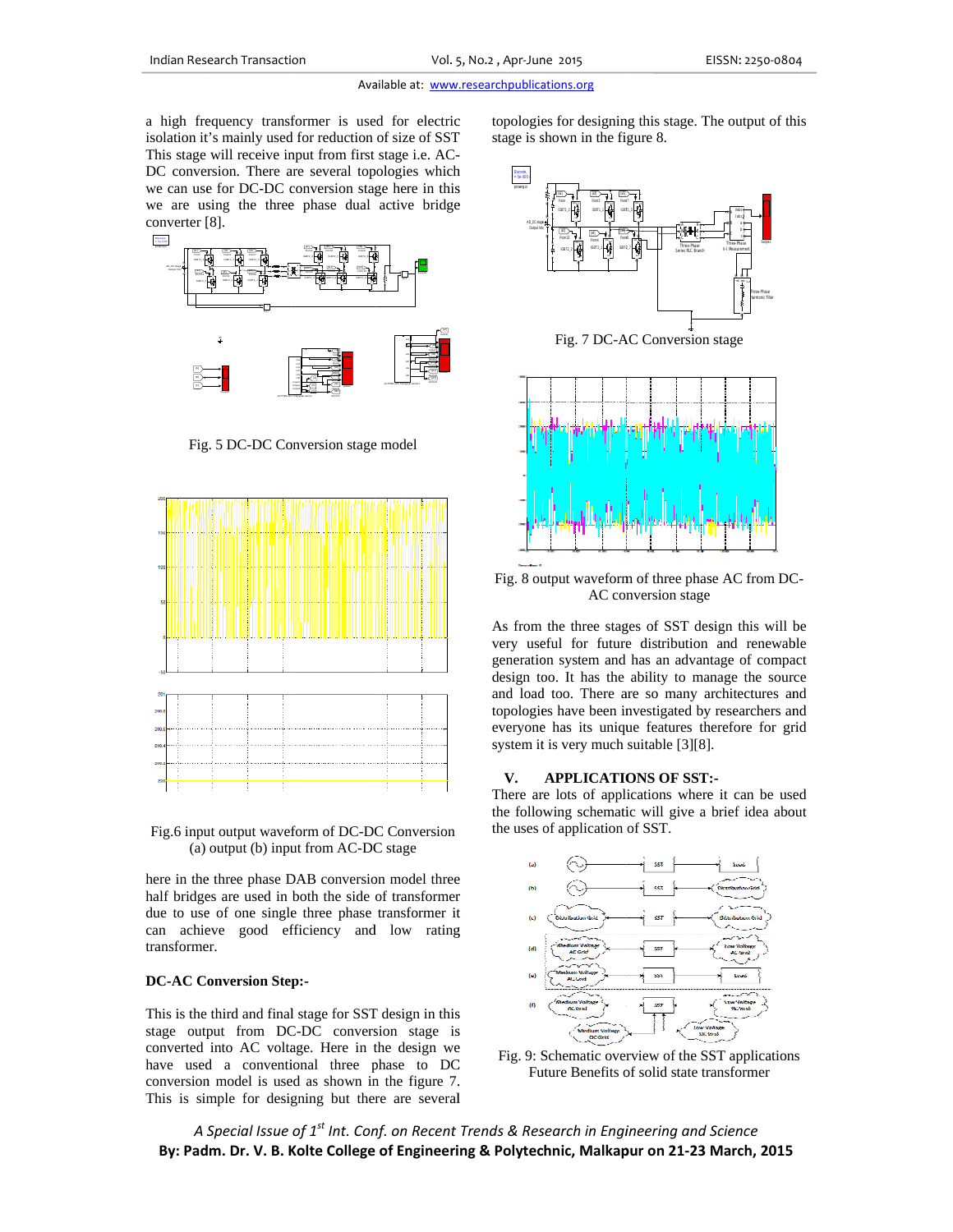a high frequency transformer is used for electric isolation it's mainly used for reduction of size of SST This stage will receive input from first stage i.e. AC-DC conversion. There are several topologies which we can use for DC-DC conversion stage here in this we are using the three phase dual active bridge converter [8].

Fig. 5 DC-DC Conversion stage model

Fig.6 input output waveform of DC-DC Conversion (a) output (b) input from AC-DC stage

here in the three phase DAB conversion model three half bridges are used in both the side of transformer due to use of one single three phase transformer it can achieve good efficiency and low rating transformer.

**DC-AC Conversion Step:-**

This is the third and final stage for SST design in this stage output from DC-DC conversion stage is converted into AC voltage. Here in the design we have used a conventional three phase to DC conversion model is used as shown in the figure 7. This is simple for designing but there are several topologies for designing this stage. The output of this stage is shown in the figure 8.

Fig. 7 DC-AC Conversion stage

Fig. 8 output waveform of three phase AC from DC-AC conversion stage

As from the three stages of SST design this will be very useful for future distribution and renewable generation system and has an advantage of compact design too. It has the ability to manage the source and load too. There are so many architectures and topologies have been investigated by researchers and everyone has its unique features therefore for grid system it is very much suitable [3][8].

## V. APPLICATIONS OF SST:-

There are lots of applications where it can be used the following schematic will give a brief idea about the uses of application of SST.

Fig. 9: Schematic overview of the SST applications Future Benefits of solid state transformer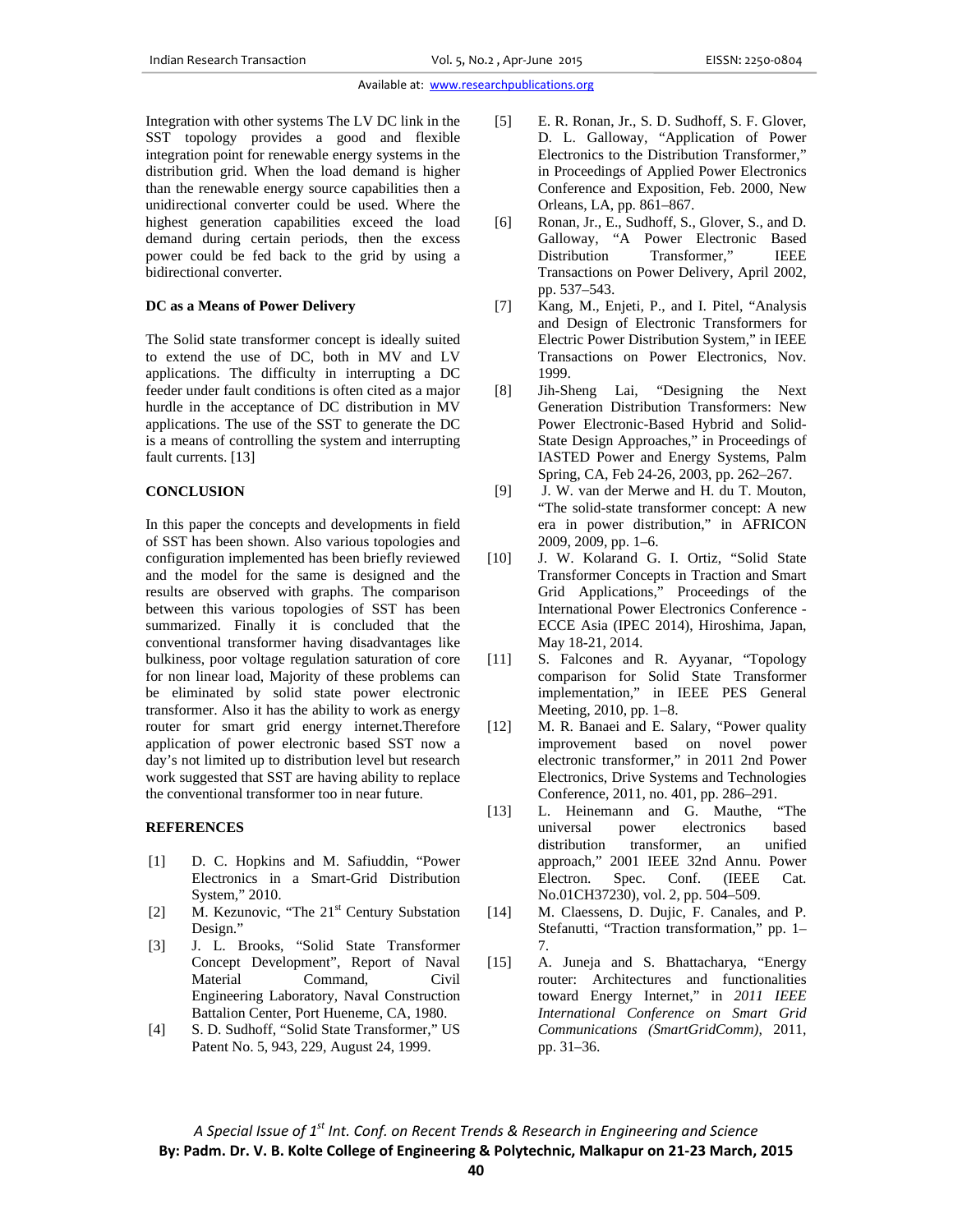Integration with other systems The LV DC link in the SST topology provides a good and flexible integration point for renewable energy systems in the distribution grid. When the load demand is higher than the renewable energy source capabilities then a unidirectional converter could be used. Where the highest generation capabilities exceed the load demand during certain periods, then the excess power could be fed back to the grid by using a bidirectional converter.

**DC as a Means of Power Delivery**

The Solid state transformer concept is ideally suited to extend the use of DC, both in MV and LV applications. The difficulty in interrupting a DC feeder under fault conditions is often cited as a major hurdle in the acceptance of DC distribution in MV applications. The use of the SST to generate the DC is a means of controlling the system and interrupting fault currents. [13]

## CONCLUSION

In this paper the concepts and developments in field of SST has been shown. Also various topologies and configuration implemented has been briefly reviewed and the model for the same is designed and the results are observed with graphs. The comparison between this various topologies of SST has been summarized. Finally it is concluded that the conventional transformer having disadvantages like bulkiness, poor voltage regulation saturation of core for non linear load, Majority of these problems can be eliminated by solid state power electronic transformer. Also it has the ability to work as energy router for smart grid energy internet.Therefore application of power electronic based SST now a day's not limited up to distribution level but research work suggested that SST are having ability to replace the conventional transformer too in near future.

## REFERENCES

[1] D. C. Hopkins and M. Safiuddin, "Power Electronics in a Smart-Grid Distribution System," 2010.

[2] M. Kezunovic, "The 21st Century Substation Design."

[3] J. L. Brooks, "Solid State Transformer Concept Development", Report of Naval Material Command, Civil Engineering Laboratory, Naval Construction Battalion Center, Port Hueneme, CA, 1980.

[4] S. D. Sudhoff, "Solid State Transformer," US Patent No. 5, 943, 229, August 24, 1999.

[5] E. R. Ronan, Jr., S. D. Sudhoff, S. F. Glover, D. L. Galloway, "Application of Power Electronics to the Distribution Transformer," in Proceedings of Applied Power Electronics Conference and Exposition, Feb. 2000, New Orleans, LA, pp. 861–867.

[6] Ronan, Jr., E., Sudhoff, S., Glover, S., and D. Galloway, "A Power Electronic Based Distribution Transformer," IEEE Transactions on Power Delivery, April 2002, pp. 537–543.

[7] Kang, M., Enjeti, P., and I. Pitel, "Analysis and Design of Electronic Transformers for Electric Power Distribution System," in IEEE Transactions on Power Electronics, Nov. 1999.

[8] Jih-Sheng Lai, "Designing the Next Generation Distribution Transformers: New Power Electronic-Based Hybrid and Solid-State Design Approaches," in Proceedings of IASTED Power and Energy Systems, Palm Spring, CA, Feb 24-26, 2003, pp. 262–267.

[9] J. W. van der Merwe and H. du T. Mouton, "The solid-state transformer concept: A new era in power distribution," in AFRICON 2009, 2009, pp. 1–6.

[10] J. W. Kolarand G. I. Ortiz, "Solid State Transformer Concepts in Traction and Smart Grid Applications," Proceedings of the International Power Electronics Conference - ECCE Asia (IPEC 2014), Hiroshima, Japan, May 18-21, 2014.

[11] S. Falcones and R. Ayyanar, "Topology comparison for Solid State Transformer implementation," in IEEE PES General Meeting, 2010, pp. 1–8.

[12] M. R. Banaei and E. Salary, "Power quality improvement based on novel power electronic transformer," in 2011 2nd Power Electronics, Drive Systems and Technologies Conference, 2011, no. 401, pp. 286–291.

[13] L. Heinemann and G. Mauthe, "The universal power electronics based distribution transformer, an unified approach," 2001 IEEE 32nd Annu. Power Electron. Spec. Conf. (IEEE Cat. No.01CH37230), vol. 2, pp. 504–509.

[14] M. Claessens, D. Dujic, F. Canales, and P. Stefanutti, "Traction transformation," pp. 1–7.

[15] A. Juneja and S. Bhattacharya, "Energy router: Architectures and functionalities toward Energy Internet," in *2011 IEEE International Conference on Smart Grid Communications (SmartGridComm)*, 2011, pp. 31–36.